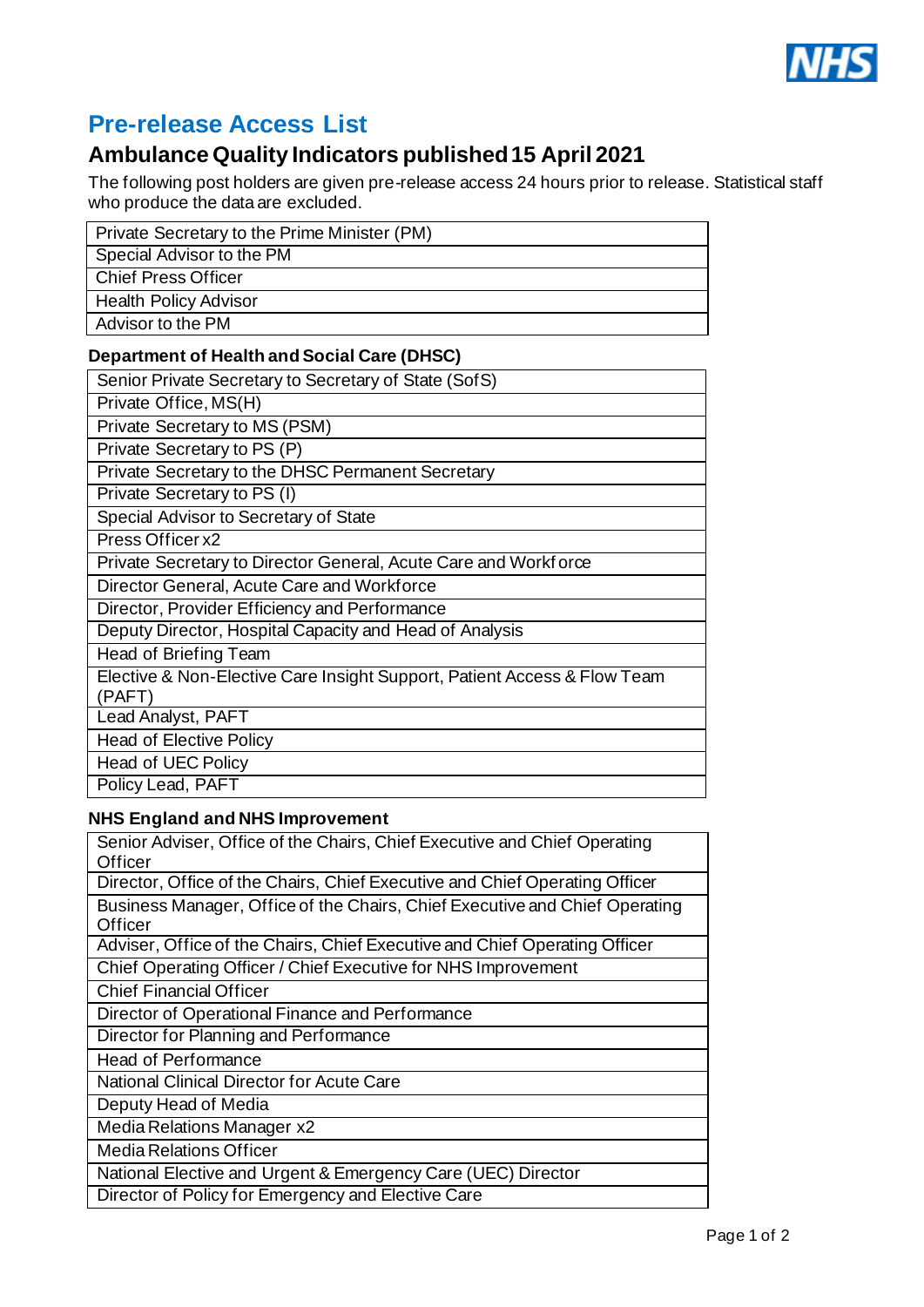# Pre-release Access List

## Ambulance Quality Indicators published 15 April 2021

The following post holders are given pre-release access 24 hours prior to release. Statistical staff who produce the data are excluded.

| |
|---|
| Private Secretary to the Prime Minister (PM) |
| Special Advisor to the PM |
| Chief Press Officer |
| Health Policy Advisor |
| Advisor to the PM |

### Department of Health and Social Care (DHSC)

| |
|---|
| Senior Private Secretary to Secretary of State (SofS) |
| Private Office, MS(H) |
| Private Secretary to MS (PSM) |
| Private Secretary to PS (P) |
| Private Secretary to the DHSC Permanent Secretary |
| Private Secretary to PS (I) |
| Special Advisor to Secretary of State |
| Press Officer x2 |
| Private Secretary to Director General, Acute Care and Workforce |
| Director General, Acute Care and Workforce |
| Director, Provider Efficiency and Performance |
| Deputy Director, Hospital Capacity and Head of Analysis |
| Head of Briefing Team |
| Elective & Non-Elective Care Insight Support, Patient Access & Flow Team (PAFT) |
| Lead Analyst, PAFT |
| Head of Elective Policy |
| Head of UEC Policy |
| Policy Lead, PAFT |

### NHS England and NHS Improvement

| |
|---|
| Senior Adviser, Office of the Chairs, Chief Executive and Chief Operating Officer |
| Director, Office of the Chairs, Chief Executive and Chief Operating Officer |
| Business Manager, Office of the Chairs, Chief Executive and Chief Operating Officer |
| Adviser, Office of the Chairs, Chief Executive and Chief Operating Officer |
| Chief Operating Officer / Chief Executive for NHS Improvement |
| Chief Financial Officer |
| Director of Operational Finance and Performance |
| Director for Planning and Performance |
| Head of Performance |
| National Clinical Director for Acute Care |
| Deputy Head of Media |
| Media Relations Manager x2 |
| Media Relations Officer |
| National Elective and Urgent & Emergency Care (UEC) Director |
| Director of Policy for Emergency and Elective Care |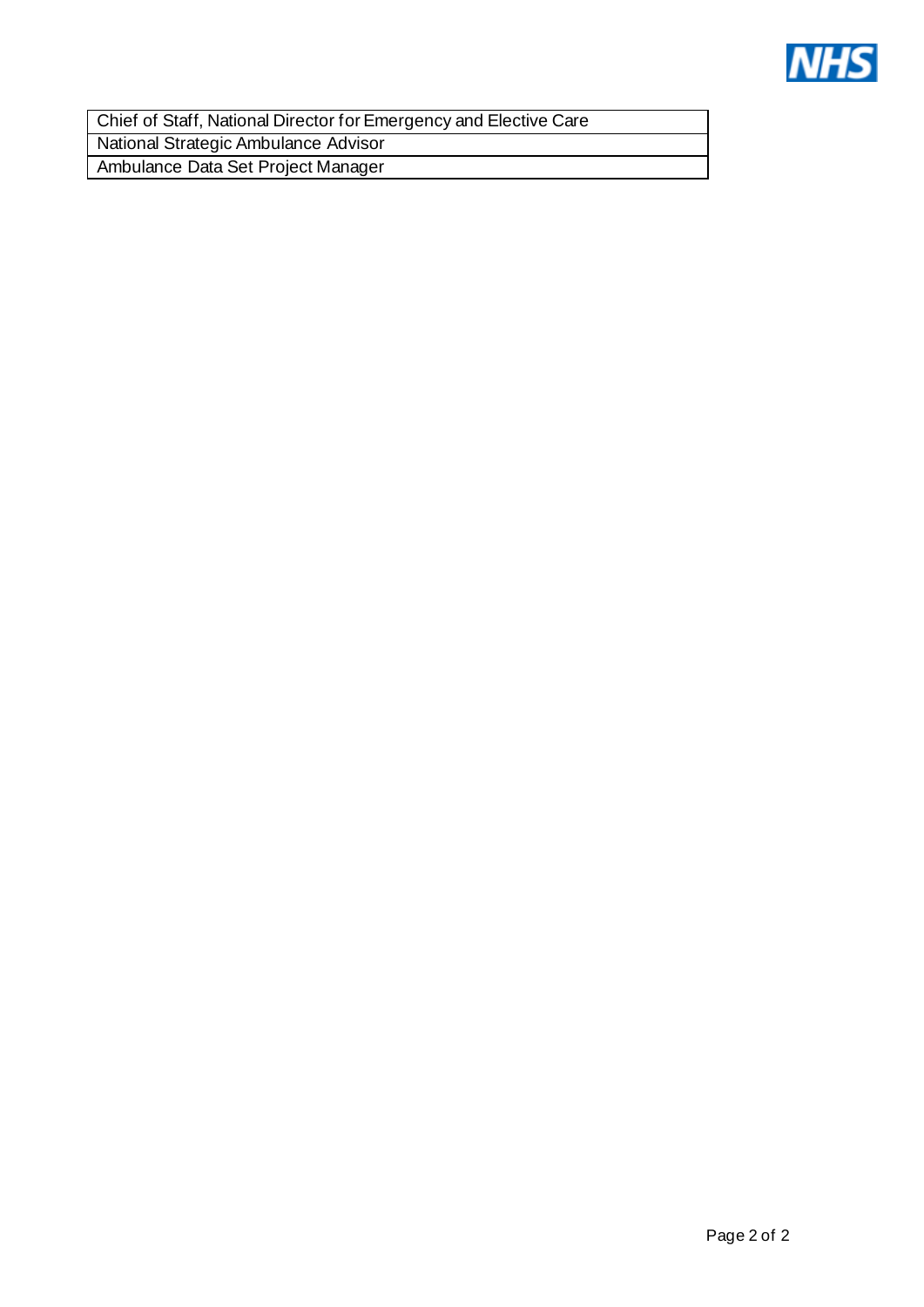| |
|---|
| Chief of Staff, National Director for Emergency and Elective Care |
| National Strategic Ambulance Advisor |
| Ambulance Data Set Project Manager |